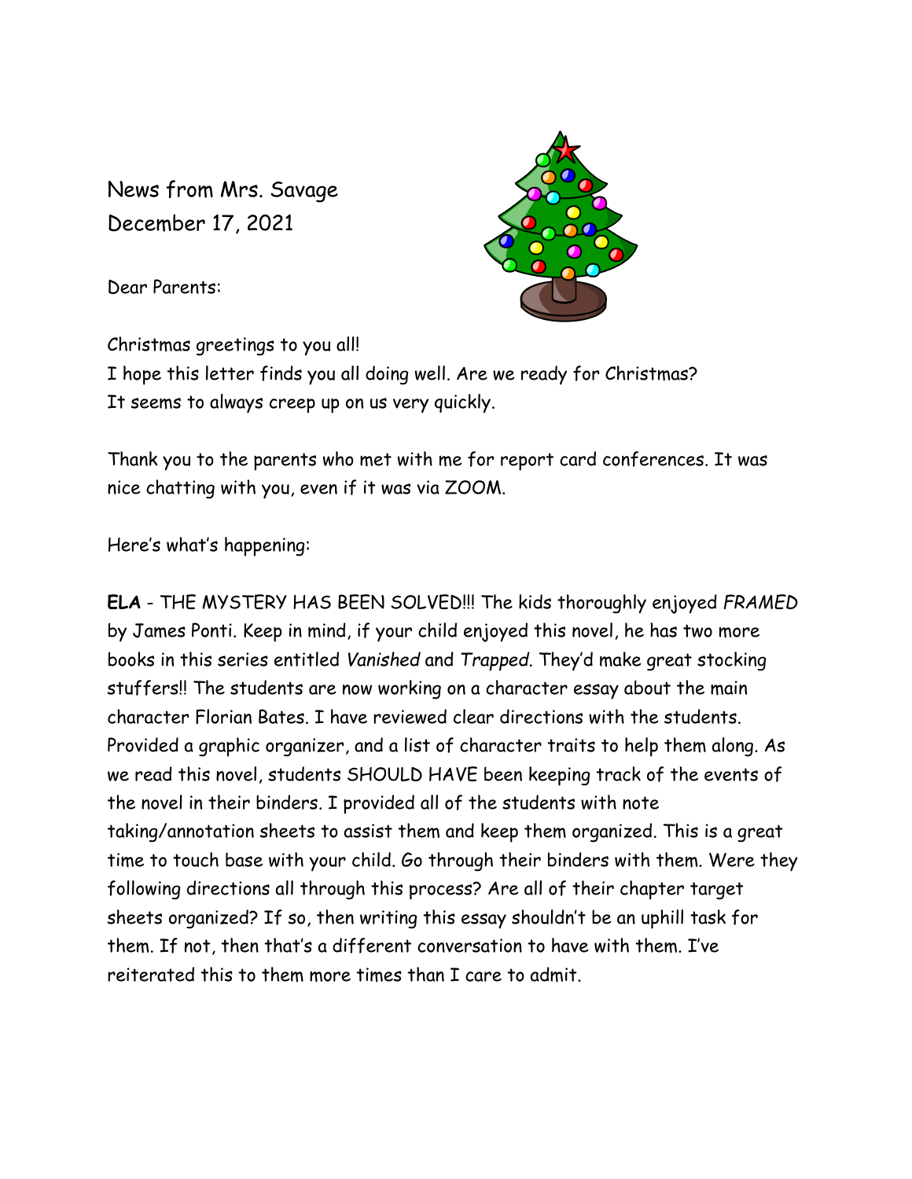News from Mrs. Savage
December 17, 2021

Dear Parents:

Christmas greetings to you all!
I hope this letter finds you all doing well. Are we ready for Christmas? It seems to always creep up on us very quickly.

Thank you to the parents who met with me for report card conferences. It was nice chatting with you, even if it was via ZOOM.

Here's what's happening:

**ELA** - THE MYSTERY HAS BEEN SOLVED!!! The kids thoroughly enjoyed *FRAMED* by James Ponti. Keep in mind, if your child enjoyed this novel, he has two more books in this series entitled *Vanished* and *Trapped*. They'd make great stocking stuffers!! The students are now working on a character essay about the main character Florian Bates. I have reviewed clear directions with the students. Provided a graphic organizer, and a list of character traits to help them along. As we read this novel, students SHOULD HAVE been keeping track of the events of the novel in their binders. I provided all of the students with note taking/annotation sheets to assist them and keep them organized. This is a great time to touch base with your child. Go through their binders with them. Were they following directions all through this process? Are all of their chapter target sheets organized? If so, then writing this essay shouldn't be an uphill task for them. If not, then that's a different conversation to have with them. I've reiterated this to them more times than I care to admit.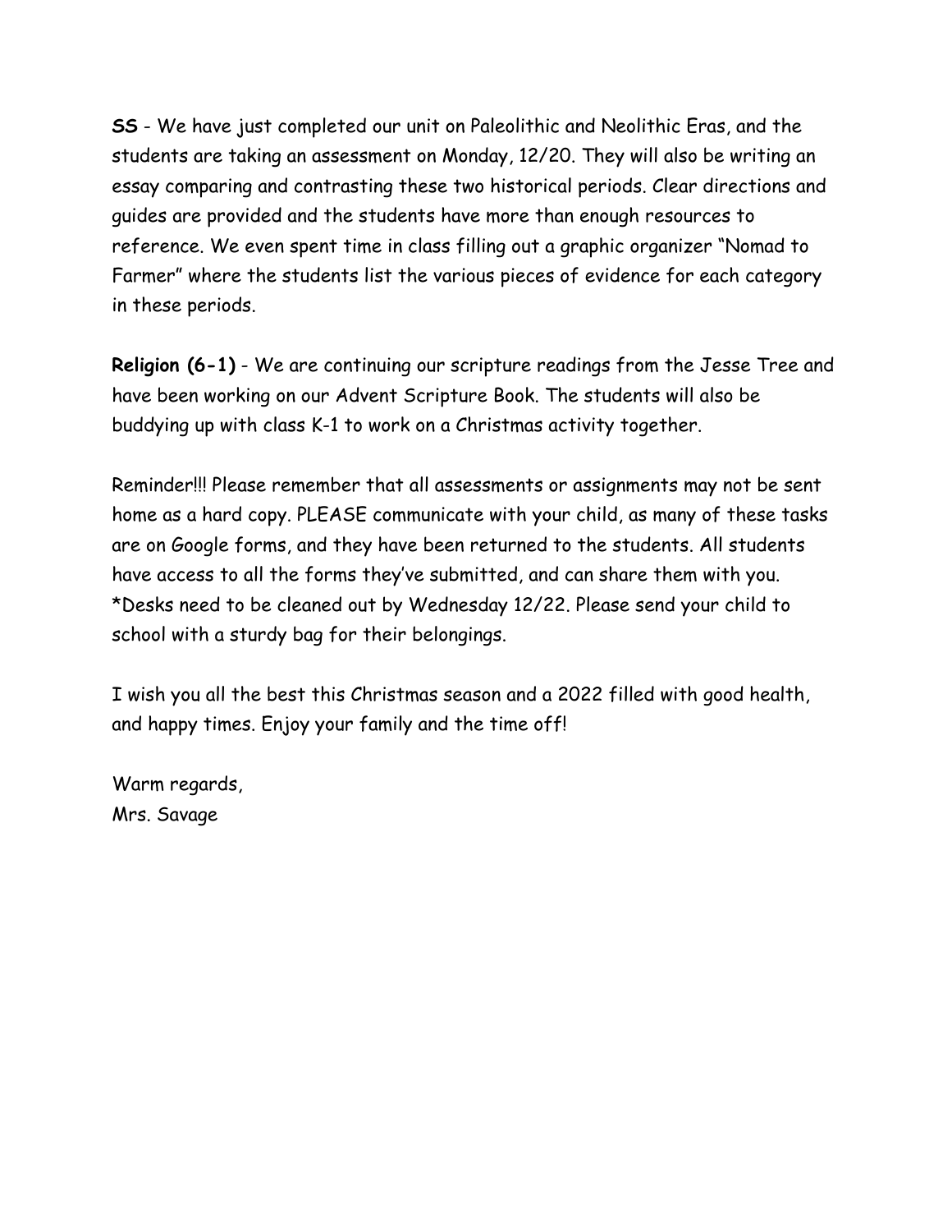**SS** - We have just completed our unit on Paleolithic and Neolithic Eras, and the students are taking an assessment on Monday, 12/20. They will also be writing an essay comparing and contrasting these two historical periods. Clear directions and guides are provided and the students have more than enough resources to reference. We even spent time in class filling out a graphic organizer "Nomad to Farmer" where the students list the various pieces of evidence for each category in these periods.

**Religion (6-1)** - We are continuing our scripture readings from the Jesse Tree and have been working on our Advent Scripture Book. The students will also be buddying up with class K-1 to work on a Christmas activity together.

Reminder!!! Please remember that all assessments or assignments may not be sent home as a hard copy. PLEASE communicate with your child, as many of these tasks are on Google forms, and they have been returned to the students. All students have access to all the forms they've submitted, and can share them with you.
*Desks need to be cleaned out by Wednesday 12/22. Please send your child to school with a sturdy bag for their belongings.

I wish you all the best this Christmas season and a 2022 filled with good health, and happy times. Enjoy your family and the time off!

Warm regards,
Mrs. Savage